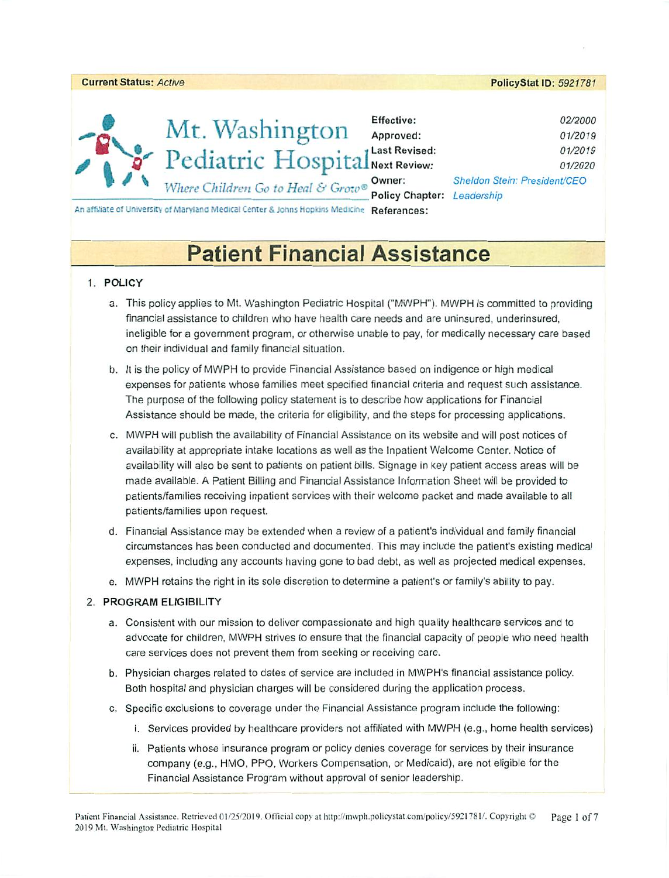**Current Status:** *Active* **PolicyStat ID:** *5921781*

Mt. Washington Pediatric Hospital

*Where Children Go to Heal & Grow®*

An affiliate of University of Maryland Medical Center & Johns Hopkins Medicine

| | |
|---|---|
| **Effective:** | *02/2000* |
| **Approved:** | *01/2019* |
| **Last Revised:** | *01/2019* |
| **Next Review:** | *01/2020* |
| **Owner:** | *Sheldon Stein: President/CEO* |
| **Policy Chapter:** | *Leadership* |
| **References:** | |

# Patient Financial Assistance

1. **POLICY**
   a. This policy applies to Mt. Washington Pediatric Hospital ("MWPH"). MWPH is committed to providing financial assistance to children who have health care needs and are uninsured, underinsured, ineligible for a government program, or otherwise unable to pay, for medically necessary care based on their individual and family financial situation.

   b. It is the policy of MWPH to provide Financial Assistance based on indigence or high medical expenses for patients whose families meet specified financial criteria and request such assistance. The purpose of the following policy statement is to describe how applications for Financial Assistance should be made, the criteria for eligibility, and the steps for processing applications.

   c. MWPH will publish the availability of Financial Assistance on its website and will post notices of availability at appropriate intake locations as well as the Inpatient Welcome Center. Notice of availability will also be sent to patients on patient bills. Signage in key patient access areas will be made available. A Patient Billing and Financial Assistance Information Sheet will be provided to patients/families receiving inpatient services with their welcome packet and made available to all patients/families upon request.

   d. Financial Assistance may be extended when a review of a patient's individual and family financial circumstances has been conducted and documented. This may include the patient's existing medical expenses, including any accounts having gone to bad debt, as well as projected medical expenses.

   e. MWPH retains the right in its sole discretion to determine a patient's or family's ability to pay.

2. **PROGRAM ELIGIBILITY**
   a. Consistent with our mission to deliver compassionate and high quality healthcare services and to advocate for children, MWPH strives to ensure that the financial capacity of people who need health care services does not prevent them from seeking or receiving care.

   b. Physician charges related to dates of service are included in MWPH's financial assistance policy. Both hospital and physician charges will be considered during the application process.

   c. Specific exclusions to coverage under the Financial Assistance program include the following:
      i. Services provided by healthcare providers not affiliated with MWPH (e.g., home health services)

      ii. Patients whose insurance program or policy denies coverage for services by their insurance company (e.g., HMO, PPO, Workers Compensation, or Medicaid), are not eligible for the Financial Assistance Program without approval of senior leadership.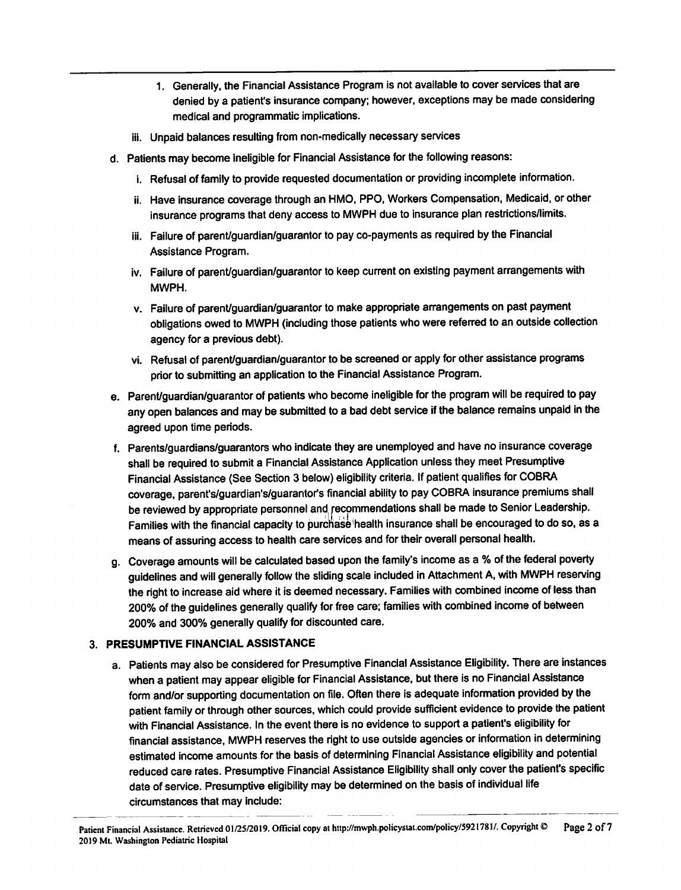1. Generally, the Financial Assistance Program is not available to cover services that are denied by a patient's insurance company; however, exceptions may be made considering medical and programmatic implications.

iii. Unpaid balances resulting from non-medically necessary services

d. Patients may become ineligible for Financial Assistance for the following reasons:

   i. Refusal of family to provide requested documentation or providing incomplete information.

   ii. Have insurance coverage through an HMO, PPO, Workers Compensation, Medicaid, or other insurance programs that deny access to MWPH due to insurance plan restrictions/limits.

   iii. Failure of parent/guardian/guarantor to pay co-payments as required by the Financial Assistance Program.

   iv. Failure of parent/guardian/guarantor to keep current on existing payment arrangements with MWPH.

   v. Failure of parent/guardian/guarantor to make appropriate arrangements on past payment obligations owed to MWPH (including those patients who were referred to an outside collection agency for a previous debt).

   vi. Refusal of parent/guardian/guarantor to be screened or apply for other assistance programs prior to submitting an application to the Financial Assistance Program.

e. Parent/guardian/guarantor of patients who become ineligible for the program will be required to pay any open balances and may be submitted to a bad debt service if the balance remains unpaid in the agreed upon time periods.

f. Parents/guardians/guarantors who indicate they are unemployed and have no insurance coverage shall be required to submit a Financial Assistance Application unless they meet Presumptive Financial Assistance (See Section 3 below) eligibility criteria. If patient qualifies for COBRA coverage, parent's/guardian's/guarantor's financial ability to pay COBRA insurance premiums shall be reviewed by appropriate personnel and recommendations shall be made to Senior Leadership. Families with the financial capacity to purchase health insurance shall be encouraged to do so, as a means of assuring access to health care services and for their overall personal health.

g. Coverage amounts will be calculated based upon the family's income as a % of the federal poverty guidelines and will generally follow the sliding scale included in Attachment A, with MWPH reserving the right to increase aid where it is deemed necessary. Families with combined income of less than 200% of the guidelines generally qualify for free care; families with combined income of between 200% and 300% generally qualify for discounted care.

## 3. PRESUMPTIVE FINANCIAL ASSISTANCE

a. Patients may also be considered for Presumptive Financial Assistance Eligibility. There are instances when a patient may appear eligible for Financial Assistance, but there is no Financial Assistance form and/or supporting documentation on file. Often there is adequate information provided by the patient family or through other sources, which could provide sufficient evidence to provide the patient with Financial Assistance. In the event there is no evidence to support a patient's eligibility for financial assistance, MWPH reserves the right to use outside agencies or information in determining estimated income amounts for the basis of determining Financial Assistance eligibility and potential reduced care rates. Presumptive Financial Assistance Eligibility shall only cover the patient's specific date of service. Presumptive eligibility may be determined on the basis of individual life circumstances that may include: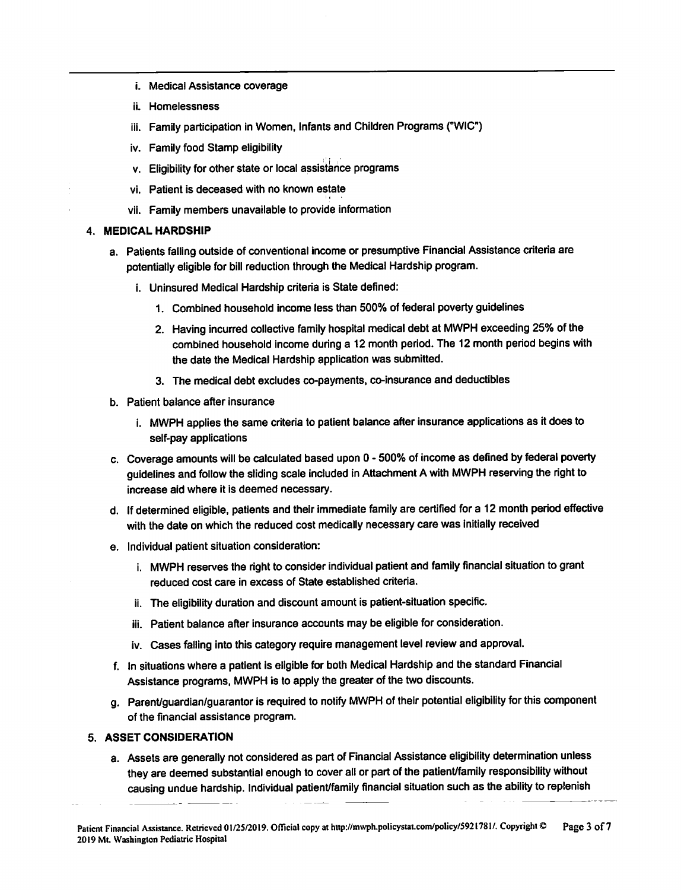- i. Medical Assistance coverage
- ii. Homelessness
- iii. Family participation in Women, Infants and Children Programs ("WIC")
- iv. Family food Stamp eligibility
- v. Eligibility for other state or local assistance programs
- vi. Patient is deceased with no known estate
- vii. Family members unavailable to provide information

4. **MEDICAL HARDSHIP**

   a. Patients falling outside of conventional income or presumptive Financial Assistance criteria are potentially eligible for bill reduction through the Medical Hardship program.

      i. Uninsured Medical Hardship criteria is State defined:

         1. Combined household income less than 500% of federal poverty guidelines
         2. Having incurred collective family hospital medical debt at MWPH exceeding 25% of the combined household income during a 12 month period. The 12 month period begins with the date the Medical Hardship application was submitted.
         3. The medical debt excludes co-payments, co-insurance and deductibles

   b. Patient balance after insurance

      i. MWPH applies the same criteria to patient balance after insurance applications as it does to self-pay applications

   c. Coverage amounts will be calculated based upon 0 - 500% of income as defined by federal poverty guidelines and follow the sliding scale included in Attachment A with MWPH reserving the right to increase aid where it is deemed necessary.

   d. If determined eligible, patients and their immediate family are certified for a 12 month period effective with the date on which the reduced cost medically necessary care was initially received

   e. Individual patient situation consideration:

      i. MWPH reserves the right to consider individual patient and family financial situation to grant reduced cost care in excess of State established criteria.

      ii. The eligibility duration and discount amount is patient-situation specific.

      iii. Patient balance after insurance accounts may be eligible for consideration.

      iv. Cases falling into this category require management level review and approval.

   f. In situations where a patient is eligible for both Medical Hardship and the standard Financial Assistance programs, MWPH is to apply the greater of the two discounts.

   g. Parent/guardian/guarantor is required to notify MWPH of their potential eligibility for this component of the financial assistance program.

5. **ASSET CONSIDERATION**

   a. Assets are generally not considered as part of Financial Assistance eligibility determination unless they are deemed substantial enough to cover all or part of the patient/family responsibility without causing undue hardship. Individual patient/family financial situation such as the ability to replenish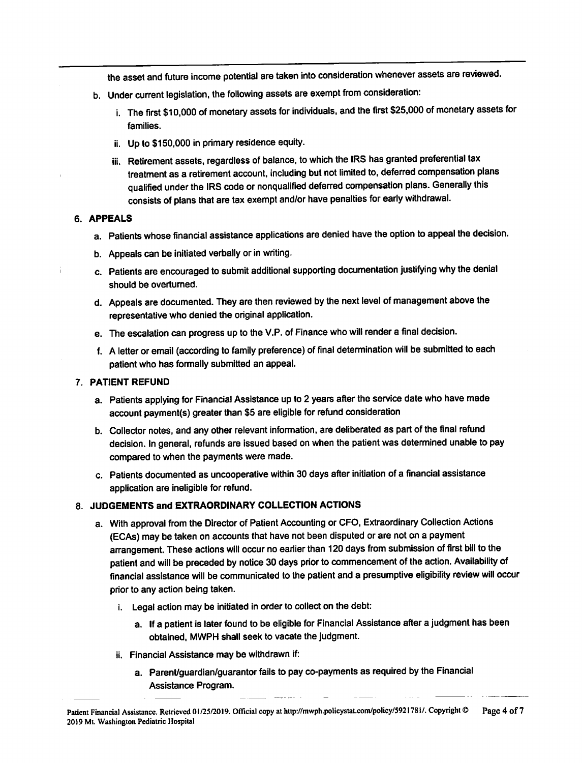the asset and future income potential are taken into consideration whenever assets are reviewed.

b. Under current legislation, the following assets are exempt from consideration:

   i. The first $10,000 of monetary assets for individuals, and the first $25,000 of monetary assets for families.

   ii. Up to $150,000 in primary residence equity.

   iii. Retirement assets, regardless of balance, to which the IRS has granted preferential tax treatment as a retirement account, including but not limited to, deferred compensation plans qualified under the IRS code or nonqualified deferred compensation plans. Generally this consists of plans that are tax exempt and/or have penalties for early withdrawal.

## 6. APPEALS

a. Patients whose financial assistance applications are denied have the option to appeal the decision.

b. Appeals can be initiated verbally or in writing.

c. Patients are encouraged to submit additional supporting documentation justifying why the denial should be overturned.

d. Appeals are documented. They are then reviewed by the next level of management above the representative who denied the original application.

e. The escalation can progress up to the V.P. of Finance who will render a final decision.

f. A letter or email (according to family preference) of final determination will be submitted to each patient who has formally submitted an appeal.

## 7. PATIENT REFUND

a. Patients applying for Financial Assistance up to 2 years after the service date who have made account payment(s) greater than $5 are eligible for refund consideration

b. Collector notes, and any other relevant information, are deliberated as part of the final refund decision. In general, refunds are issued based on when the patient was determined unable to pay compared to when the payments were made.

c. Patients documented as uncooperative within 30 days after initiation of a financial assistance application are ineligible for refund.

## 8. JUDGEMENTS and EXTRAORDINARY COLLECTION ACTIONS

a. With approval from the Director of Patient Accounting or CFO, Extraordinary Collection Actions (ECAs) may be taken on accounts that have not been disputed or are not on a payment arrangement. These actions will occur no earlier than 120 days from submission of first bill to the patient and will be preceded by notice 30 days prior to commencement of the action. Availability of financial assistance will be communicated to the patient and a presumptive eligibility review will occur prior to any action being taken.

   i. Legal action may be initiated in order to collect on the debt:

      a. If a patient is later found to be eligible for Financial Assistance after a judgment has been obtained, MWPH shall seek to vacate the judgment.

   ii. Financial Assistance may be withdrawn if:

      a. Parent/guardian/guarantor fails to pay co-payments as required by the Financial Assistance Program.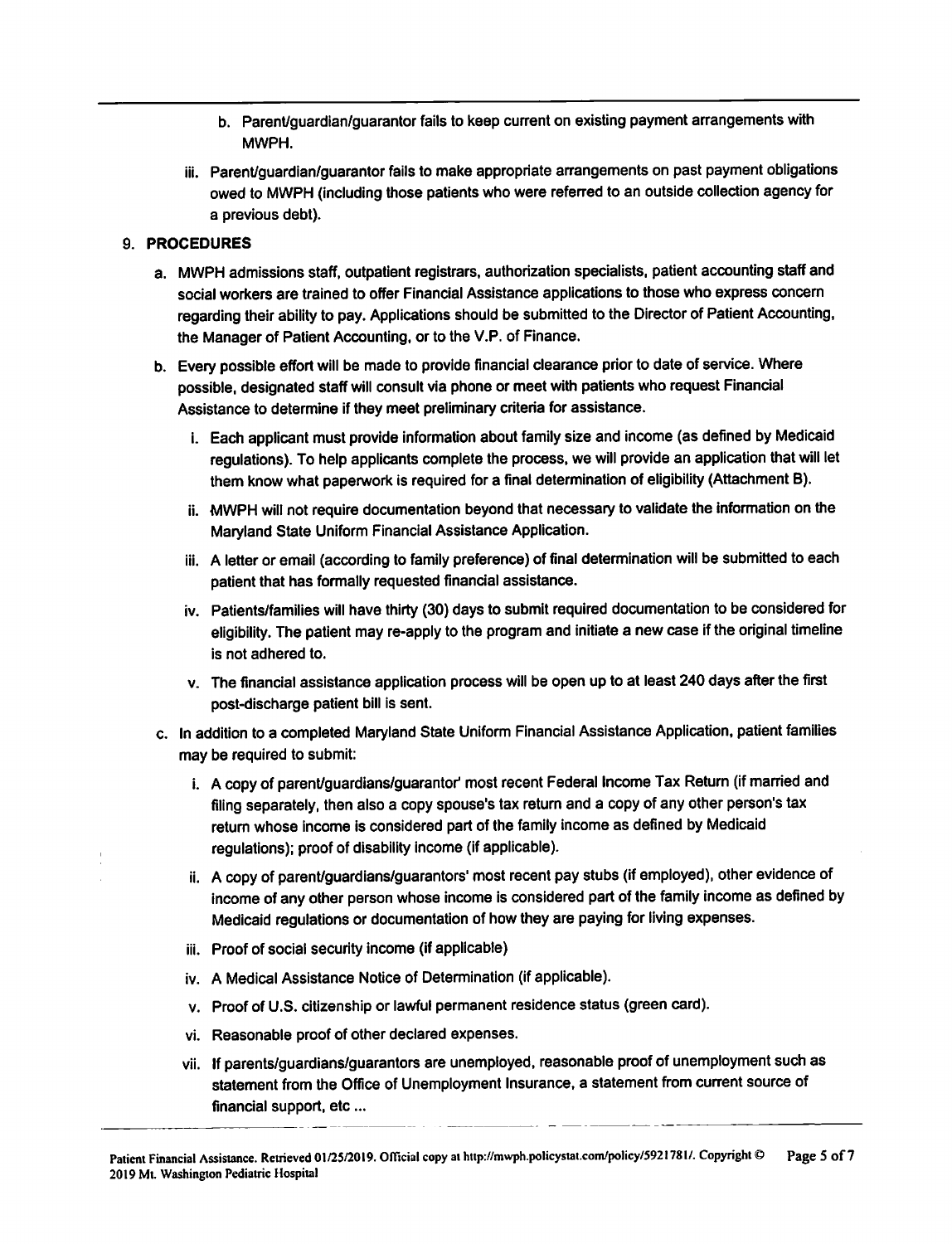b. Parent/guardian/guarantor fails to keep current on existing payment arrangements with MWPH.

iii. Parent/guardian/guarantor fails to make appropriate arrangements on past payment obligations owed to MWPH (including those patients who were referred to an outside collection agency for a previous debt).

9. **PROCEDURES**

   a. MWPH admissions staff, outpatient registrars, authorization specialists, patient accounting staff and social workers are trained to offer Financial Assistance applications to those who express concern regarding their ability to pay. Applications should be submitted to the Director of Patient Accounting, the Manager of Patient Accounting, or to the V.P. of Finance.

   b. Every possible effort will be made to provide financial clearance prior to date of service. Where possible, designated staff will consult via phone or meet with patients who request Financial Assistance to determine if they meet preliminary criteria for assistance.

      i. Each applicant must provide information about family size and income (as defined by Medicaid regulations). To help applicants complete the process, we will provide an application that will let them know what paperwork is required for a final determination of eligibility (Attachment B).

      ii. MWPH will not require documentation beyond that necessary to validate the information on the Maryland State Uniform Financial Assistance Application.

      iii. A letter or email (according to family preference) of final determination will be submitted to each patient that has formally requested financial assistance.

      iv. Patients/families will have thirty (30) days to submit required documentation to be considered for eligibility. The patient may re-apply to the program and initiate a new case if the original timeline is not adhered to.

      v. The financial assistance application process will be open up to at least 240 days after the first post-discharge patient bill is sent.

   c. In addition to a completed Maryland State Uniform Financial Assistance Application, patient families may be required to submit:

      i. A copy of parent/guardians/guarantor' most recent Federal Income Tax Return (if married and filing separately, then also a copy spouse's tax return and a copy of any other person's tax return whose income is considered part of the family income as defined by Medicaid regulations); proof of disability income (if applicable).

      ii. A copy of parent/guardians/guarantors' most recent pay stubs (if employed), other evidence of income of any other person whose income is considered part of the family income as defined by Medicaid regulations or documentation of how they are paying for living expenses.

      iii. Proof of social security income (if applicable)

      iv. A Medical Assistance Notice of Determination (if applicable).

      v. Proof of U.S. citizenship or lawful permanent residence status (green card).

      vi. Reasonable proof of other declared expenses.

      vii. If parents/guardians/guarantors are unemployed, reasonable proof of unemployment such as statement from the Office of Unemployment Insurance, a statement from current source of financial support, etc ...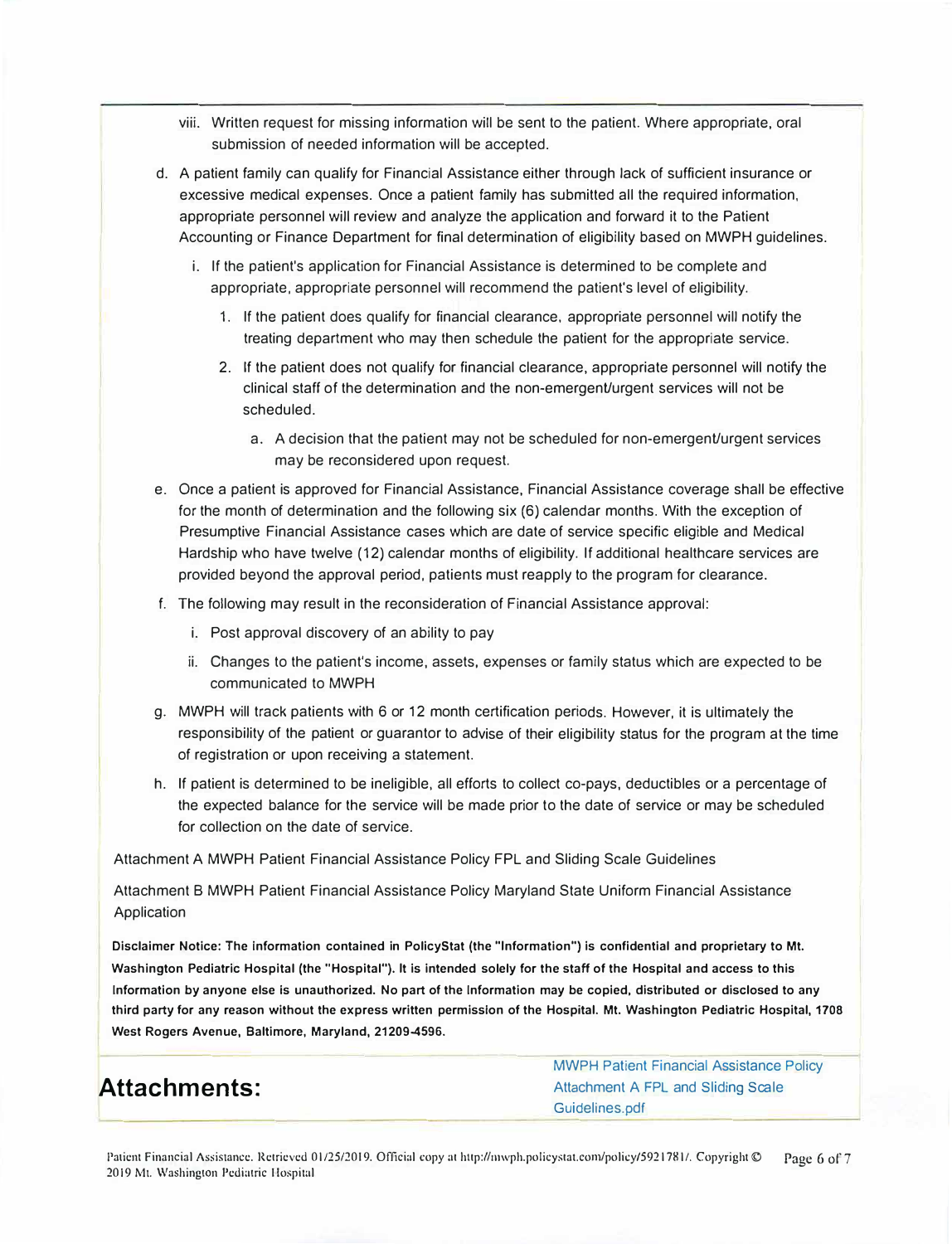viii. Written request for missing information will be sent to the patient. Where appropriate, oral submission of needed information will be accepted.

d. A patient family can qualify for Financial Assistance either through lack of sufficient insurance or excessive medical expenses. Once a patient family has submitted all the required information, appropriate personnel will review and analyze the application and forward it to the Patient Accounting or Finance Department for final determination of eligibility based on MWPH guidelines.

   i. If the patient's application for Financial Assistance is determined to be complete and appropriate, appropriate personnel will recommend the patient's level of eligibility.

      1. If the patient does qualify for financial clearance, appropriate personnel will notify the treating department who may then schedule the patient for the appropriate service.

      2. If the patient does not qualify for financial clearance, appropriate personnel will notify the clinical staff of the determination and the non-emergent/urgent services will not be scheduled.

         a. A decision that the patient may not be scheduled for non-emergent/urgent services may be reconsidered upon request.

e. Once a patient is approved for Financial Assistance, Financial Assistance coverage shall be effective for the month of determination and the following six (6) calendar months. With the exception of Presumptive Financial Assistance cases which are date of service specific eligible and Medical Hardship who have twelve (12) calendar months of eligibility. If additional healthcare services are provided beyond the approval period, patients must reapply to the program for clearance.

f. The following may result in the reconsideration of Financial Assistance approval:

   i. Post approval discovery of an ability to pay

   ii. Changes to the patient's income, assets, expenses or family status which are expected to be communicated to MWPH

g. MWPH will track patients with 6 or 12 month certification periods. However, it is ultimately the responsibility of the patient or guarantor to advise of their eligibility status for the program at the time of registration or upon receiving a statement.

h. If patient is determined to be ineligible, all efforts to collect co-pays, deductibles or a percentage of the expected balance for the service will be made prior to the date of service or may be scheduled for collection on the date of service.

Attachment A MWPH Patient Financial Assistance Policy FPL and Sliding Scale Guidelines

Attachment B MWPH Patient Financial Assistance Policy Maryland State Uniform Financial Assistance Application

**Disclaimer Notice: The information contained in PolicyStat (the "Information") is confidential and proprietary to Mt. Washington Pediatric Hospital (the "Hospital"). It is intended solely for the staff of the Hospital and access to this Information by anyone else is unauthorized. No part of the Information may be copied, distributed or disclosed to any third party for any reason without the express written permission of the Hospital. Mt. Washington Pediatric Hospital, 1708 West Rogers Avenue, Baltimore, Maryland, 21209-4596.**

## Attachments:

MWPH Patient Financial Assistance Policy Attachment A FPL and Sliding Scale Guidelines.pdf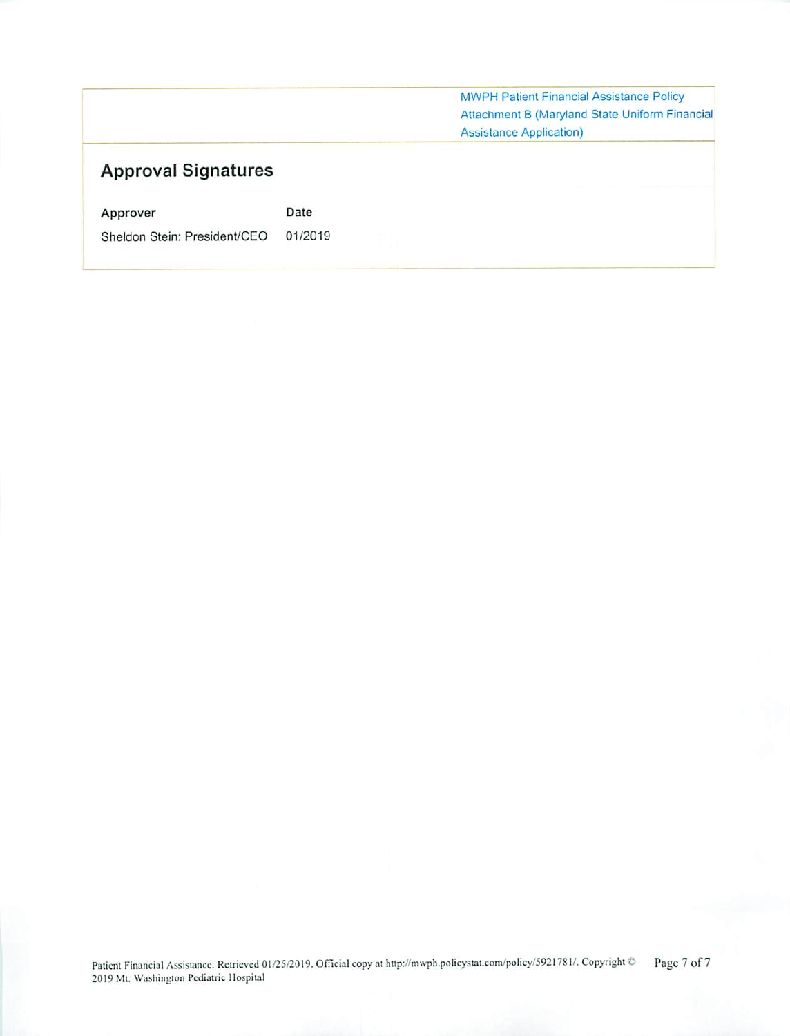MWPH Patient Financial Assistance Policy Attachment B (Maryland State Uniform Financial Assistance Application)

## Approval Signatures

| Approver | Date |
|---|---|
| Sheldon Stein: President/CEO | 01/2019 |